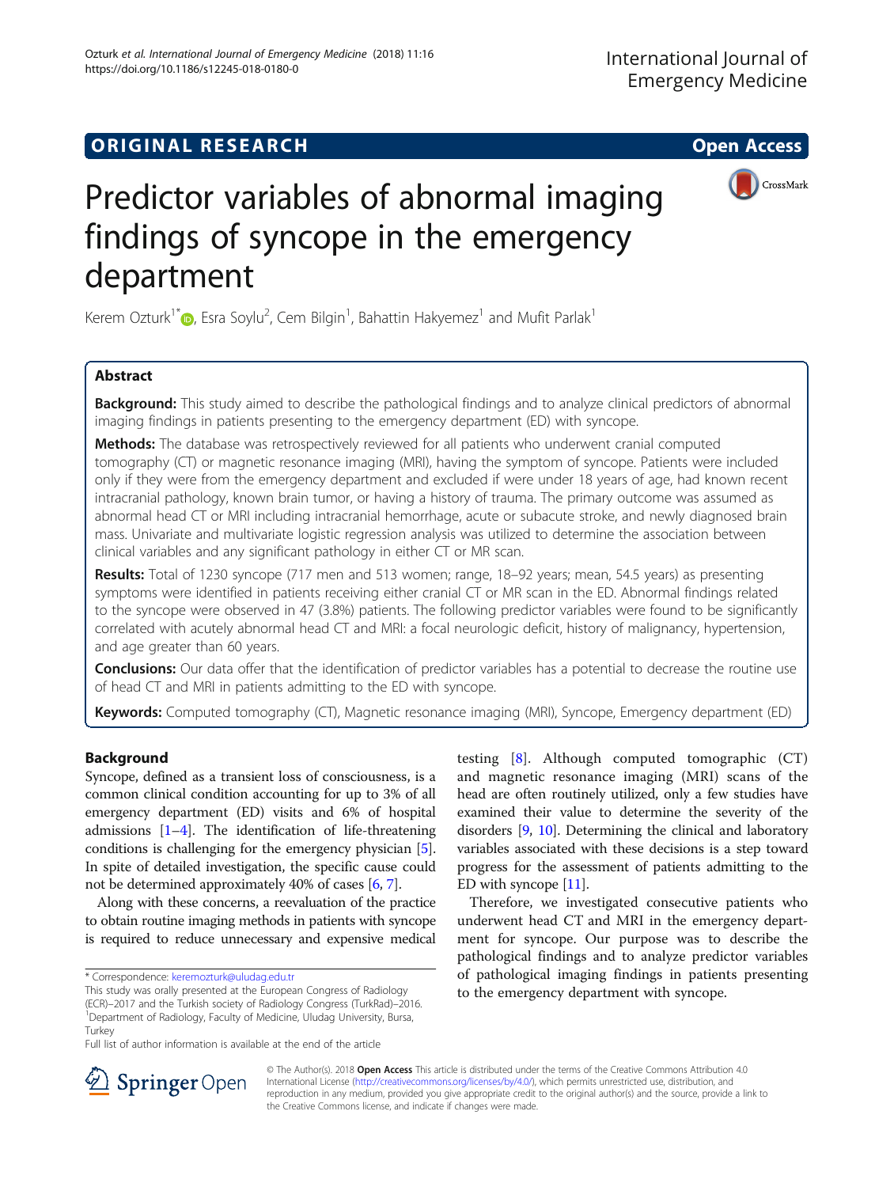ORIGINAL RESEARCH

Open Access

# Predictor variables of abnormal imaging findings of syncope in the emergency department

Kerem Ozturk[1*], Esra Soylu[2], Cem Bilgin[1], Bahattin Hakyemez[1] and Mufit Parlak[1]

## Abstract

**Background:** This study aimed to describe the pathological findings and to analyze clinical predictors of abnormal imaging findings in patients presenting to the emergency department (ED) with syncope.

**Methods:** The database was retrospectively reviewed for all patients who underwent cranial computed tomography (CT) or magnetic resonance imaging (MRI), having the symptom of syncope. Patients were included only if they were from the emergency department and excluded if were under 18 years of age, had known recent intracranial pathology, known brain tumor, or having a history of trauma. The primary outcome was assumed as abnormal head CT or MRI including intracranial hemorrhage, acute or subacute stroke, and newly diagnosed brain mass. Univariate and multivariate logistic regression analysis was utilized to determine the association between clinical variables and any significant pathology in either CT or MR scan.

**Results:** Total of 1230 syncope (717 men and 513 women; range, 18–92 years; mean, 54.5 years) as presenting symptoms were identified in patients receiving either cranial CT or MR scan in the ED. Abnormal findings related to the syncope were observed in 47 (3.8%) patients. The following predictor variables were found to be significantly correlated with acutely abnormal head CT and MRI: a focal neurologic deficit, history of malignancy, hypertension, and age greater than 60 years.

**Conclusions:** Our data offer that the identification of predictor variables has a potential to decrease the routine use of head CT and MRI in patients admitting to the ED with syncope.

**Keywords:** Computed tomography (CT), Magnetic resonance imaging (MRI), Syncope, Emergency department (ED)

## Background

Syncope, defined as a transient loss of consciousness, is a common clinical condition accounting for up to 3% of all emergency department (ED) visits and 6% of hospital admissions [1–4]. The identification of life-threatening conditions is challenging for the emergency physician [5]. In spite of detailed investigation, the specific cause could not be determined approximately 40% of cases [6, 7].

Along with these concerns, a reevaluation of the practice to obtain routine imaging methods in patients with syncope is required to reduce unnecessary and expensive medical testing [8]. Although computed tomographic (CT) and magnetic resonance imaging (MRI) scans of the head are often routinely utilized, only a few studies have examined their value to determine the severity of the disorders [9, 10]. Determining the clinical and laboratory variables associated with these decisions is a step toward progress for the assessment of patients admitting to the ED with syncope [11].

Therefore, we investigated consecutive patients who underwent head CT and MRI in the emergency department for syncope. Our purpose was to describe the pathological findings and to analyze predictor variables of pathological imaging findings in patients presenting to the emergency department with syncope.

* Correspondence: keremozturk@uludag.edu.tr

This study was orally presented at the European Congress of Radiology (ECR)–2017 and the Turkish society of Radiology Congress (TurkRad)–2016.

[1]Department of Radiology, Faculty of Medicine, Uludag University, Bursa, Turkey

Full list of author information is available at the end of the article

© The Author(s). 2018 **Open Access** This article is distributed under the terms of the Creative Commons Attribution 4.0 International License (http://creativecommons.org/licenses/by/4.0/), which permits unrestricted use, distribution, and reproduction in any medium, provided you give appropriate credit to the original author(s) and the source, provide a link to the Creative Commons license, and indicate if changes were made.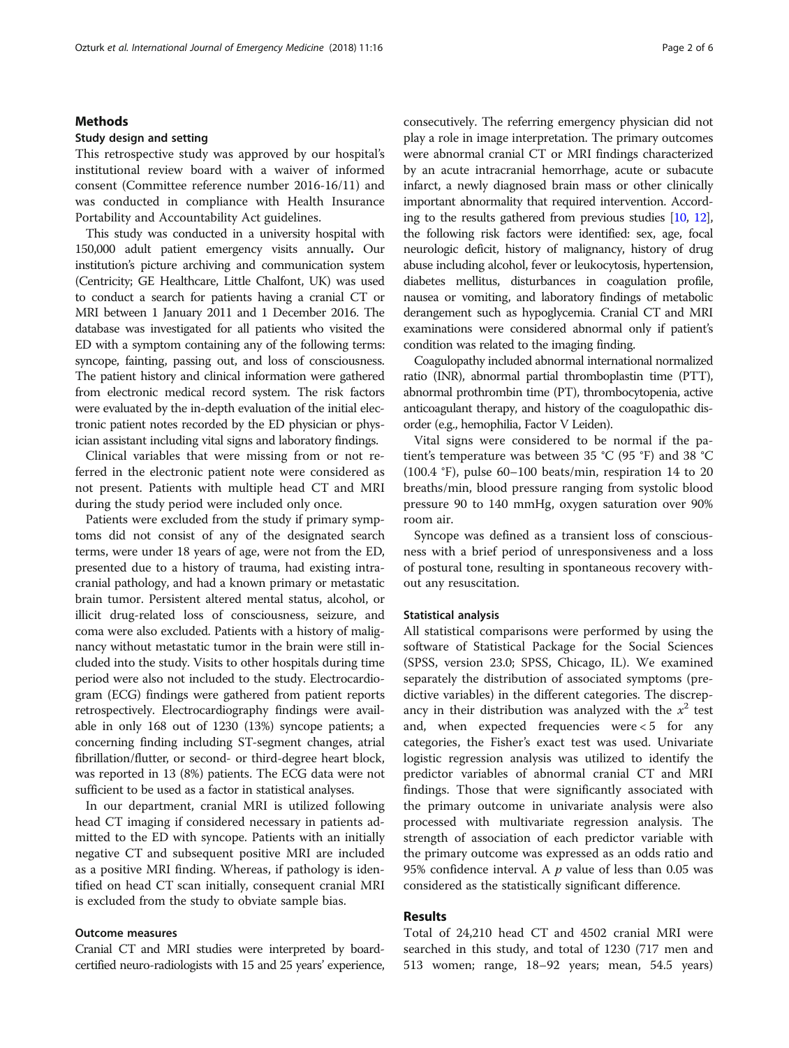## Methods

### Study design and setting

This retrospective study was approved by our hospital's institutional review board with a waiver of informed consent (Committee reference number 2016-16/11) and was conducted in compliance with Health Insurance Portability and Accountability Act guidelines.

This study was conducted in a university hospital with 150,000 adult patient emergency visits annually. Our institution's picture archiving and communication system (Centricity; GE Healthcare, Little Chalfont, UK) was used to conduct a search for patients having a cranial CT or MRI between 1 January 2011 and 1 December 2016. The database was investigated for all patients who visited the ED with a symptom containing any of the following terms: syncope, fainting, passing out, and loss of consciousness. The patient history and clinical information were gathered from electronic medical record system. The risk factors were evaluated by the in-depth evaluation of the initial electronic patient notes recorded by the ED physician or physician assistant including vital signs and laboratory findings.

Clinical variables that were missing from or not referred in the electronic patient note were considered as not present. Patients with multiple head CT and MRI during the study period were included only once.

Patients were excluded from the study if primary symptoms did not consist of any of the designated search terms, were under 18 years of age, were not from the ED, presented due to a history of trauma, had existing intracranial pathology, and had a known primary or metastatic brain tumor. Persistent altered mental status, alcohol, or illicit drug-related loss of consciousness, seizure, and coma were also excluded. Patients with a history of malignancy without metastatic tumor in the brain were still included into the study. Visits to other hospitals during time period were also not included to the study. Electrocardiogram (ECG) findings were gathered from patient reports retrospectively. Electrocardiography findings were available in only 168 out of 1230 (13%) syncope patients; a concerning finding including ST-segment changes, atrial fibrillation/flutter, or second- or third-degree heart block, was reported in 13 (8%) patients. The ECG data were not sufficient to be used as a factor in statistical analyses.

In our department, cranial MRI is utilized following head CT imaging if considered necessary in patients admitted to the ED with syncope. Patients with an initially negative CT and subsequent positive MRI are included as a positive MRI finding. Whereas, if pathology is identified on head CT scan initially, consequent cranial MRI is excluded from the study to obviate sample bias.

### Outcome measures

Cranial CT and MRI studies were interpreted by board-certified neuro-radiologists with 15 and 25 years' experience, consecutively. The referring emergency physician did not play a role in image interpretation. The primary outcomes were abnormal cranial CT or MRI findings characterized by an acute intracranial hemorrhage, acute or subacute infarct, a newly diagnosed brain mass or other clinically important abnormality that required intervention. According to the results gathered from previous studies [10, 12], the following risk factors were identified: sex, age, focal neurologic deficit, history of malignancy, history of drug abuse including alcohol, fever or leukocytosis, hypertension, diabetes mellitus, disturbances in coagulation profile, nausea or vomiting, and laboratory findings of metabolic derangement such as hypoglycemia. Cranial CT and MRI examinations were considered abnormal only if patient's condition was related to the imaging finding.

Coagulopathy included abnormal international normalized ratio (INR), abnormal partial thromboplastin time (PTT), abnormal prothrombin time (PT), thrombocytopenia, active anticoagulant therapy, and history of the coagulopathic disorder (e.g., hemophilia, Factor V Leiden).

Vital signs were considered to be normal if the patient's temperature was between 35 °C (95 °F) and 38 °C (100.4 °F), pulse 60–100 beats/min, respiration 14 to 20 breaths/min, blood pressure ranging from systolic blood pressure 90 to 140 mmHg, oxygen saturation over 90% room air.

Syncope was defined as a transient loss of consciousness with a brief period of unresponsiveness and a loss of postural tone, resulting in spontaneous recovery without any resuscitation.

### Statistical analysis

All statistical comparisons were performed by using the software of Statistical Package for the Social Sciences (SPSS, version 23.0; SPSS, Chicago, IL). We examined separately the distribution of associated symptoms (predictive variables) in the different categories. The discrepancy in their distribution was analyzed with the $x^2$ test and, when expected frequencies were < 5 for any categories, the Fisher's exact test was used. Univariate logistic regression analysis was utilized to identify the predictor variables of abnormal cranial CT and MRI findings. Those that were significantly associated with the primary outcome in univariate analysis were also processed with multivariate regression analysis. The strength of association of each predictor variable with the primary outcome was expressed as an odds ratio and 95% confidence interval. A $p$ value of less than 0.05 was considered as the statistically significant difference.

## Results

Total of 24,210 head CT and 4502 cranial MRI were searched in this study, and total of 1230 (717 men and 513 women; range, 18–92 years; mean, 54.5 years)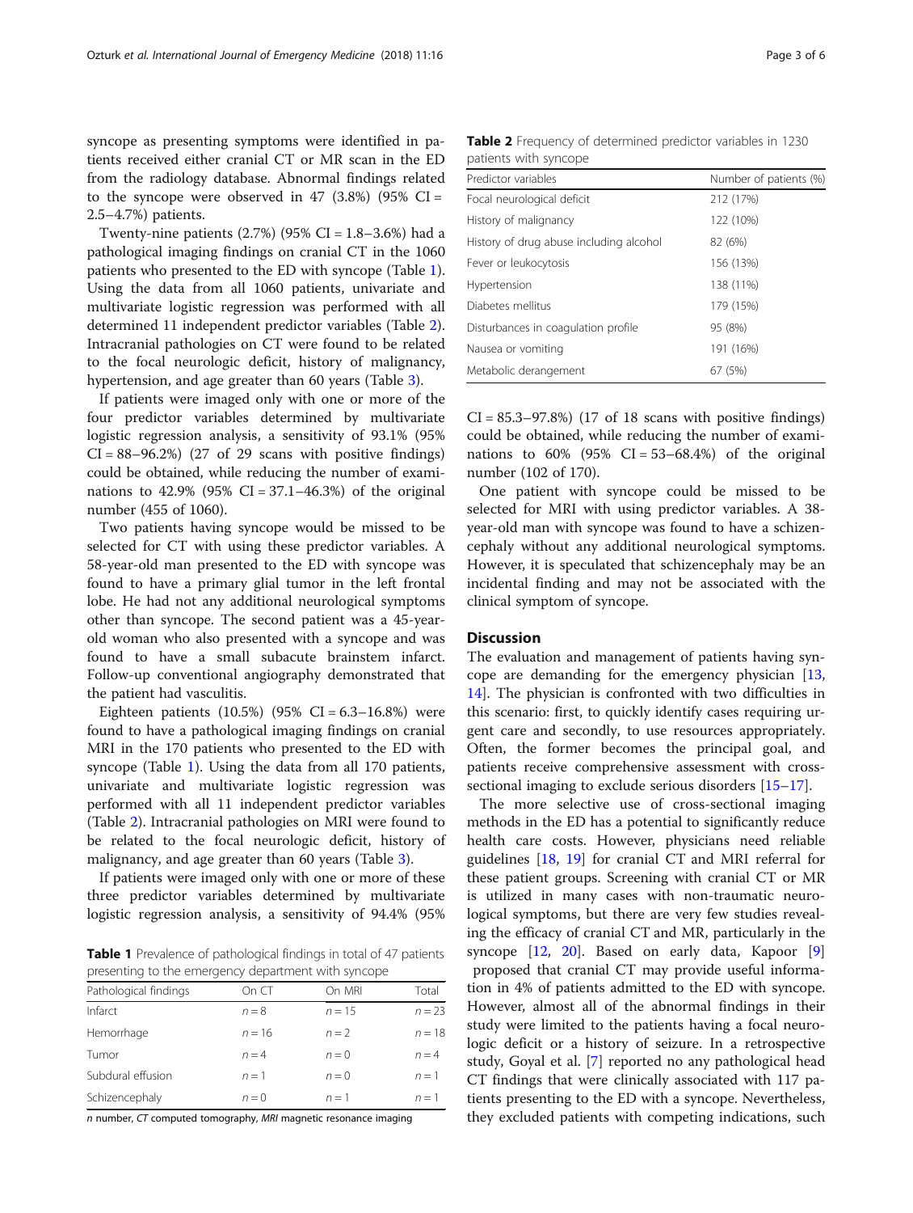syncope as presenting symptoms were identified in patients received either cranial CT or MR scan in the ED from the radiology database. Abnormal findings related to the syncope were observed in 47 (3.8%) (95% CI = 2.5–4.7%) patients.

Twenty-nine patients (2.7%) (95% CI = 1.8–3.6%) had a pathological imaging findings on cranial CT in the 1060 patients who presented to the ED with syncope (Table 1). Using the data from all 1060 patients, univariate and multivariate logistic regression was performed with all determined 11 independent predictor variables (Table 2). Intracranial pathologies on CT were found to be related to the focal neurologic deficit, history of malignancy, hypertension, and age greater than 60 years (Table 3).

If patients were imaged only with one or more of the four predictor variables determined by multivariate logistic regression analysis, a sensitivity of 93.1% (95% CI = 88–96.2%) (27 of 29 scans with positive findings) could be obtained, while reducing the number of examinations to 42.9% (95% CI = 37.1–46.3%) of the original number (455 of 1060).

Two patients having syncope would be missed to be selected for CT with using these predictor variables. A 58-year-old man presented to the ED with syncope was found to have a primary glial tumor in the left frontal lobe. He had not any additional neurological symptoms other than syncope. The second patient was a 45-year-old woman who also presented with a syncope and was found to have a small subacute brainstem infarct. Follow-up conventional angiography demonstrated that the patient had vasculitis.

Eighteen patients (10.5%) (95% CI = 6.3–16.8%) were found to have a pathological imaging findings on cranial MRI in the 170 patients who presented to the ED with syncope (Table 1). Using the data from all 170 patients, univariate and multivariate logistic regression was performed with all 11 independent predictor variables (Table 2). Intracranial pathologies on MRI were found to be related to the focal neurologic deficit, history of malignancy, and age greater than 60 years (Table 3).

If patients were imaged only with one or more of these three predictor variables determined by multivariate logistic regression analysis, a sensitivity of 94.4% (95% CI = 85.3–97.8%) (17 of 18 scans with positive findings) could be obtained, while reducing the number of examinations to 60% (95% CI = 53–68.4%) of the original number (102 of 170).

One patient with syncope could be missed to be selected for MRI with using predictor variables. A 38-year-old man with syncope was found to have a schizencephaly without any additional neurological symptoms. However, it is speculated that schizencephaly may be an incidental finding and may not be associated with the clinical symptom of syncope.

**Table 1** Prevalence of pathological findings in total of 47 patients presenting to the emergency department with syncope

| Pathological findings | On CT | On MRI | Total |
|---|---|---|---|
| Infarct | *n* = 8 | *n* = 15 | *n* = 23 |
| Hemorrhage | *n* = 16 | *n* = 2 | *n* = 18 |
| Tumor | *n* = 4 | *n* = 0 | *n* = 4 |
| Subdural effusion | *n* = 1 | *n* = 0 | *n* = 1 |
| Schizencephaly | *n* = 0 | *n* = 1 | *n* = 1 |

*n* number, *CT* computed tomography, *MRI* magnetic resonance imaging

**Table 2** Frequency of determined predictor variables in 1230 patients with syncope

| Predictor variables | Number of patients (%) |
|---|---|
| Focal neurological deficit | 212 (17%) |
| History of malignancy | 122 (10%) |
| History of drug abuse including alcohol | 82 (6%) |
| Fever or leukocytosis | 156 (13%) |
| Hypertension | 138 (11%) |
| Diabetes mellitus | 179 (15%) |
| Disturbances in coagulation profile | 95 (8%) |
| Nausea or vomiting | 191 (16%) |
| Metabolic derangement | 67 (5%) |

## Discussion

The evaluation and management of patients having syncope are demanding for the emergency physician [13, 14]. The physician is confronted with two difficulties in this scenario: first, to quickly identify cases requiring urgent care and secondly, to use resources appropriately. Often, the former becomes the principal goal, and patients receive comprehensive assessment with cross-sectional imaging to exclude serious disorders [15–17].

The more selective use of cross-sectional imaging methods in the ED has a potential to significantly reduce health care costs. However, physicians need reliable guidelines [18, 19] for cranial CT and MRI referral for these patient groups. Screening with cranial CT or MR is utilized in many cases with non-traumatic neurological symptoms, but there are very few studies revealing the efficacy of cranial CT and MR, particularly in the syncope [12, 20]. Based on early data, Kapoor [9] proposed that cranial CT may provide useful information in 4% of patients admitted to the ED with syncope. However, almost all of the abnormal findings in their study were limited to the patients having a focal neurologic deficit or a history of seizure. In a retrospective study, Goyal et al. [7] reported no any pathological head CT findings that were clinically associated with 117 patients presenting to the ED with a syncope. Nevertheless, they excluded patients with competing indications, such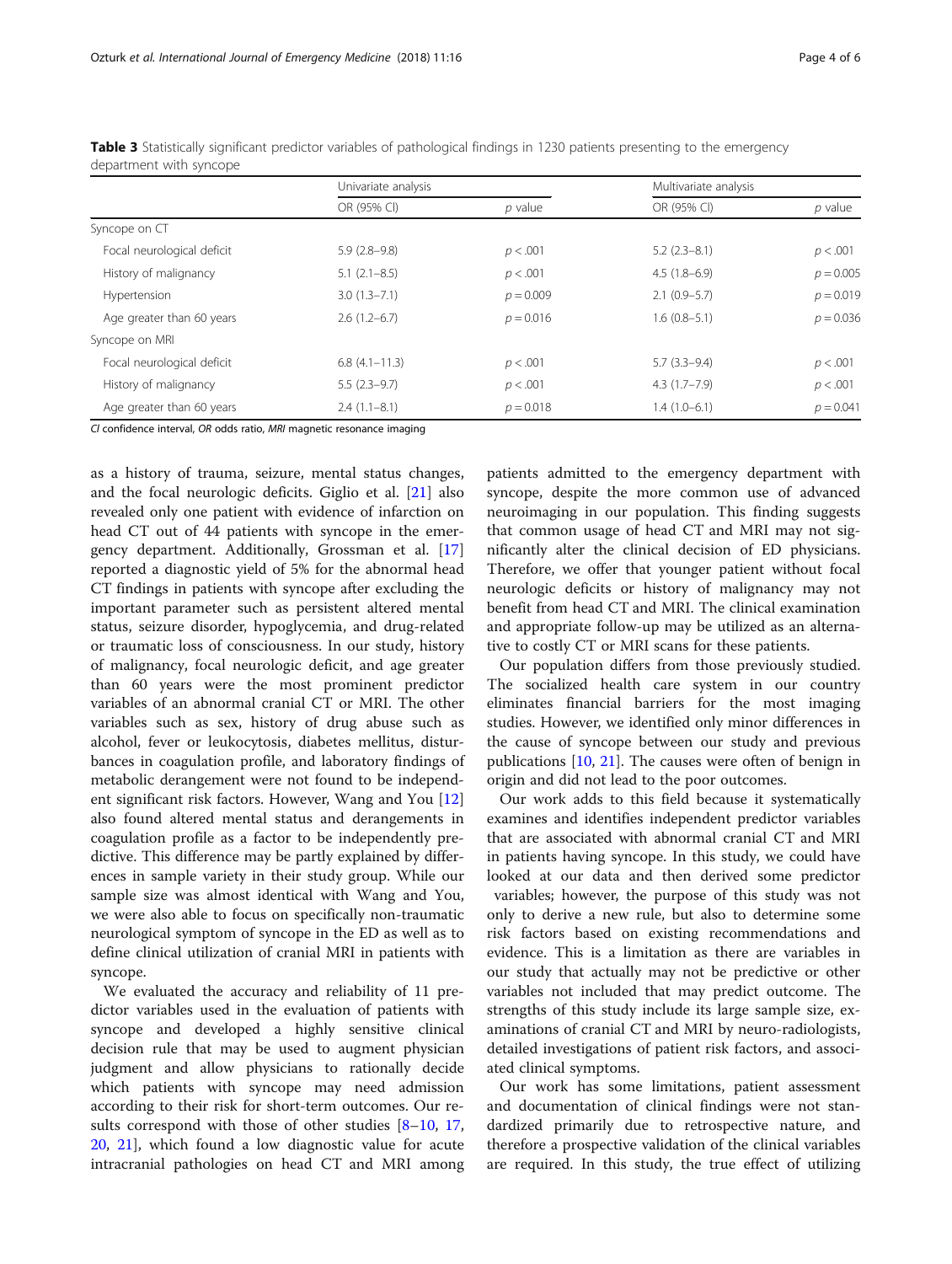**Table 3** Statistically significant predictor variables of pathological findings in 1230 patients presenting to the emergency department with syncope

| | Univariate analysis | | Multivariate analysis | |
|---|---|---|---|---|
| | OR (95% CI) | *p* value | OR (95% CI) | *p* value |
| Syncope on CT | | | | |
| Focal neurological deficit | 5.9 (2.8–9.8) | $p < .001$ | 5.2 (2.3–8.1) | $p < .001$ |
| History of malignancy | 5.1 (2.1–8.5) | $p < .001$ | 4.5 (1.8–6.9) | $p = 0.005$ |
| Hypertension | 3.0 (1.3–7.1) | $p = 0.009$ | 2.1 (0.9–5.7) | $p = 0.019$ |
| Age greater than 60 years | 2.6 (1.2–6.7) | $p = 0.016$ | 1.6 (0.8–5.1) | $p = 0.036$ |
| Syncope on MRI | | | | |
| Focal neurological deficit | 6.8 (4.1–11.3) | $p < .001$ | 5.7 (3.3–9.4) | $p < .001$ |
| History of malignancy | 5.5 (2.3–9.7) | $p < .001$ | 4.3 (1.7–7.9) | $p < .001$ |
| Age greater than 60 years | 2.4 (1.1–8.1) | $p = 0.018$ | 1.4 (1.0–6.1) | $p = 0.041$ |

*CI* confidence interval, *OR* odds ratio, *MRI* magnetic resonance imaging

as a history of trauma, seizure, mental status changes, and the focal neurologic deficits. Giglio et al. [21] also revealed only one patient with evidence of infarction on head CT out of 44 patients with syncope in the emergency department. Additionally, Grossman et al. [17] reported a diagnostic yield of 5% for the abnormal head CT findings in patients with syncope after excluding the important parameter such as persistent altered mental status, seizure disorder, hypoglycemia, and drug-related or traumatic loss of consciousness. In our study, history of malignancy, focal neurologic deficit, and age greater than 60 years were the most prominent predictor variables of an abnormal cranial CT or MRI. The other variables such as sex, history of drug abuse such as alcohol, fever or leukocytosis, diabetes mellitus, disturbances in coagulation profile, and laboratory findings of metabolic derangement were not found to be independent significant risk factors. However, Wang and You [12] also found altered mental status and derangements in coagulation profile as a factor to be independently predictive. This difference may be partly explained by differences in sample variety in their study group. While our sample size was almost identical with Wang and You, we were also able to focus on specifically non-traumatic neurological symptom of syncope in the ED as well as to define clinical utilization of cranial MRI in patients with syncope.

We evaluated the accuracy and reliability of 11 predictor variables used in the evaluation of patients with syncope and developed a highly sensitive clinical decision rule that may be used to augment physician judgment and allow physicians to rationally decide which patients with syncope may need admission according to their risk for short-term outcomes. Our results correspond with those of other studies [8–10, 17, 20, 21], which found a low diagnostic value for acute intracranial pathologies on head CT and MRI among patients admitted to the emergency department with syncope, despite the more common use of advanced neuroimaging in our population. This finding suggests that common usage of head CT and MRI may not significantly alter the clinical decision of ED physicians. Therefore, we offer that younger patient without focal neurologic deficits or history of malignancy may not benefit from head CT and MRI. The clinical examination and appropriate follow-up may be utilized as an alternative to costly CT or MRI scans for these patients.

Our population differs from those previously studied. The socialized health care system in our country eliminates financial barriers for the most imaging studies. However, we identified only minor differences in the cause of syncope between our study and previous publications [10, 21]. The causes were often of benign in origin and did not lead to the poor outcomes.

Our work adds to this field because it systematically examines and identifies independent predictor variables that are associated with abnormal cranial CT and MRI in patients having syncope. In this study, we could have looked at our data and then derived some predictor variables; however, the purpose of this study was not only to derive a new rule, but also to determine some risk factors based on existing recommendations and evidence. This is a limitation as there are variables in our study that actually may not be predictive or other variables not included that may predict outcome. The strengths of this study include its large sample size, examinations of cranial CT and MRI by neuro-radiologists, detailed investigations of patient risk factors, and associated clinical symptoms.

Our work has some limitations, patient assessment and documentation of clinical findings were not standardized primarily due to retrospective nature, and therefore a prospective validation of the clinical variables are required. In this study, the true effect of utilizing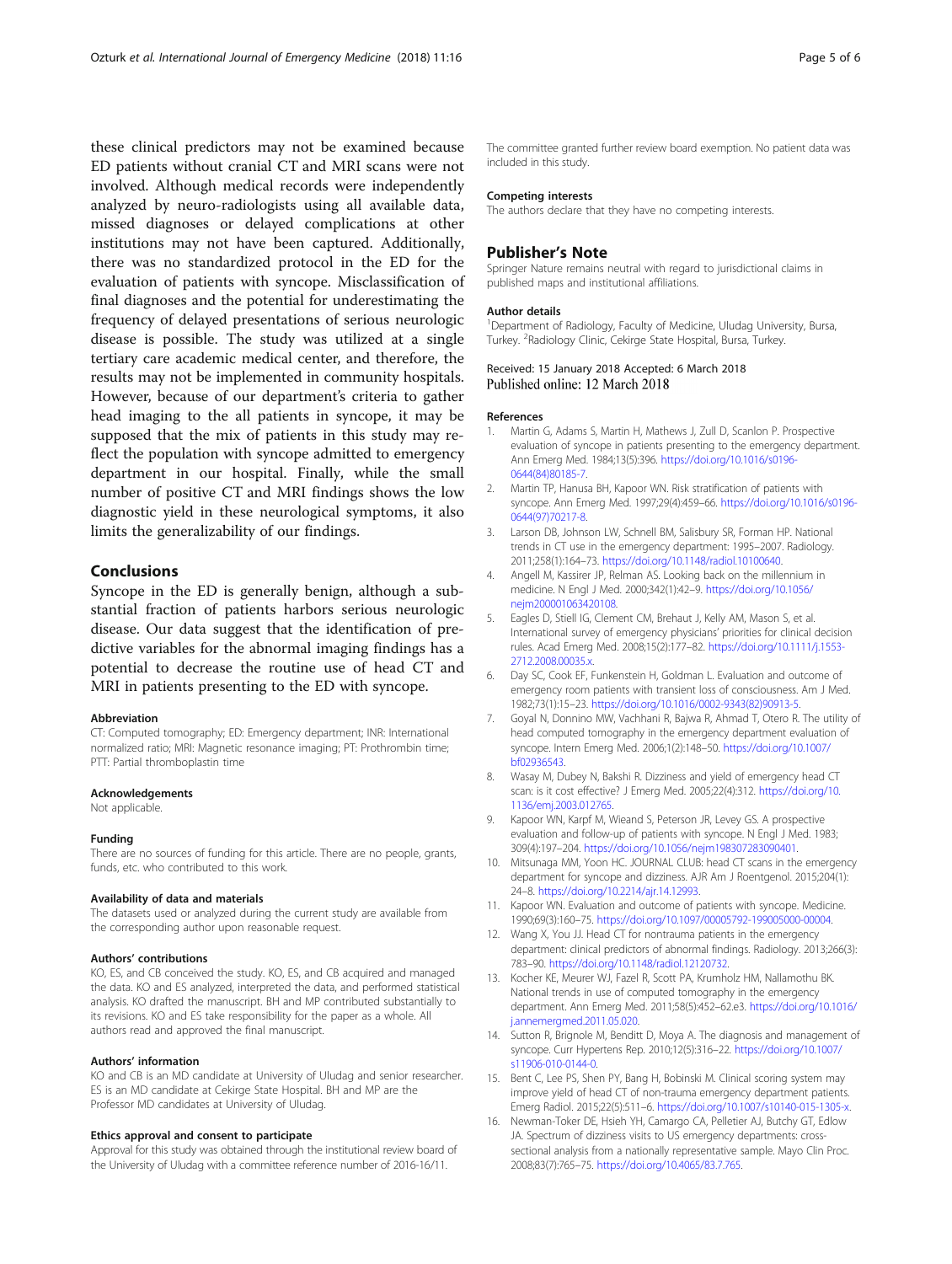these clinical predictors may not be examined because ED patients without cranial CT and MRI scans were not involved. Although medical records were independently analyzed by neuro-radiologists using all available data, missed diagnoses or delayed complications at other institutions may not have been captured. Additionally, there was no standardized protocol in the ED for the evaluation of patients with syncope. Misclassification of final diagnoses and the potential for underestimating the frequency of delayed presentations of serious neurologic disease is possible. The study was utilized at a single tertiary care academic medical center, and therefore, the results may not be implemented in community hospitals. However, because of our department's criteria to gather head imaging to the all patients in syncope, it may be supposed that the mix of patients in this study may reflect the population with syncope admitted to emergency department in our hospital. Finally, while the small number of positive CT and MRI findings shows the low diagnostic yield in these neurological symptoms, it also limits the generalizability of our findings.

## Conclusions

Syncope in the ED is generally benign, although a substantial fraction of patients harbors serious neurologic disease. Our data suggest that the identification of predictive variables for the abnormal imaging findings has a potential to decrease the routine use of head CT and MRI in patients presenting to the ED with syncope.

#### Abbreviation

CT: Computed tomography; ED: Emergency department; INR: International normalized ratio; MRI: Magnetic resonance imaging; PT: Prothrombin time; PTT: Partial thromboplastin time

#### Acknowledgements

Not applicable.

#### Funding

There are no sources of funding for this article. There are no people, grants, funds, etc. who contributed to this work.

#### Availability of data and materials

The datasets used or analyzed during the current study are available from the corresponding author upon reasonable request.

#### Authors' contributions

KO, ES, and CB conceived the study. KO, ES, and CB acquired and managed the data. KO and ES analyzed, interpreted the data, and performed statistical analysis. KO drafted the manuscript. BH and MP contributed substantially to its revisions. KO and ES take responsibility for the paper as a whole. All authors read and approved the final manuscript.

#### Authors' information

KO and CB is an MD candidate at University of Uludag and senior researcher. ES is an MD candidate at Cekirge State Hospital. BH and MP are the Professor MD candidates at University of Uludag.

#### Ethics approval and consent to participate

Approval for this study was obtained through the institutional review board of the University of Uludag with a committee reference number of 2016-16/11. The committee granted further review board exemption. No patient data was included in this study.

#### Competing interests

The authors declare that they have no competing interests.

## Publisher's Note

Springer Nature remains neutral with regard to jurisdictional claims in published maps and institutional affiliations.

#### Author details

[1]Department of Radiology, Faculty of Medicine, Uludag University, Bursa, Turkey. [2]Radiology Clinic, Cekirge State Hospital, Bursa, Turkey.

Received: 15 January 2018 Accepted: 6 March 2018
Published online: 12 March 2018

#### References

1. Martin G, Adams S, Martin H, Mathews J, Zull D, Scanlon P. Prospective evaluation of syncope in patients presenting to the emergency department. Ann Emerg Med. 1984;13(5):396. https://doi.org/10.1016/s0196-0644(84)80185-7.
2. Martin TP, Hanusa BH, Kapoor WN. Risk stratification of patients with syncope. Ann Emerg Med. 1997;29(4):459–66. https://doi.org/10.1016/s0196-0644(97)70217-8.
3. Larson DB, Johnson LW, Schnell BM, Salisbury SR, Forman HP. National trends in CT use in the emergency department: 1995–2007. Radiology. 2011;258(1):164–73. https://doi.org/10.1148/radiol.10100640.
4. Angell M, Kassirer JP, Relman AS. Looking back on the millennium in medicine. N Engl J Med. 2000;342(1):42–9. https://doi.org/10.1056/nejm200001063420108.
5. Eagles D, Stiell IG, Clement CM, Brehaut J, Kelly AM, Mason S, et al. International survey of emergency physicians' priorities for clinical decision rules. Acad Emerg Med. 2008;15(2):177–82. https://doi.org/10.1111/j.1553-2712.2008.00035.x.
6. Day SC, Cook EF, Funkenstein H, Goldman L. Evaluation and outcome of emergency room patients with transient loss of consciousness. Am J Med. 1982;73(1):15–23. https://doi.org/10.1016/0002-9343(82)90913-5.
7. Goyal N, Donnino MW, Vachhani R, Bajwa R, Ahmad T, Otero R. The utility of head computed tomography in the emergency department evaluation of syncope. Intern Emerg Med. 2006;1(2):148–50. https://doi.org/10.1007/bf02936543.
8. Wasay M, Dubey N, Bakshi R. Dizziness and yield of emergency head CT scan: is it cost effective? J Emerg Med. 2005;22(4):312. https://doi.org/10.1136/emj.2003.012765.
9. Kapoor WN, Karpf M, Wieand S, Peterson JR, Levey GS. A prospective evaluation and follow-up of patients with syncope. N Engl J Med. 1983;309(4):197–204. https://doi.org/10.1056/nejm198307283090401.
10. Mitsunaga MM, Yoon HC. JOURNAL CLUB: head CT scans in the emergency department for syncope and dizziness. AJR Am J Roentgenol. 2015;204(1):24–8. https://doi.org/10.2214/ajr.14.12993.
11. Kapoor WN. Evaluation and outcome of patients with syncope. Medicine. 1990;69(3):160–75. https://doi.org/10.1097/00005792-199005000-00004.
12. Wang X, You JJ. Head CT for nontrauma patients in the emergency department: clinical predictors of abnormal findings. Radiology. 2013;266(3):783–90. https://doi.org/10.1148/radiol.12120732.
13. Kocher KE, Meurer WJ, Fazel R, Scott PA, Krumholz HM, Nallamothu BK. National trends in use of computed tomography in the emergency department. Ann Emerg Med. 2011;58(5):452–62.e3. https://doi.org/10.1016/j.annemergmed.2011.05.020.
14. Sutton R, Brignole M, Benditt D, Moya A. The diagnosis and management of syncope. Curr Hypertens Rep. 2010;12(5):316–22. https://doi.org/10.1007/s11906-010-0144-0.
15. Bent C, Lee PS, Shen PY, Bang H, Bobinski M. Clinical scoring system may improve yield of head CT of non-trauma emergency department patients. Emerg Radiol. 2015;22(5):511–6. https://doi.org/10.1007/s10140-015-1305-x.
16. Newman-Toker DE, Hsieh YH, Camargo CA, Pelletier AJ, Butchy GT, Edlow JA. Spectrum of dizziness visits to US emergency departments: cross-sectional analysis from a nationally representative sample. Mayo Clin Proc. 2008;83(7):765–75. https://doi.org/10.4065/83.7.765.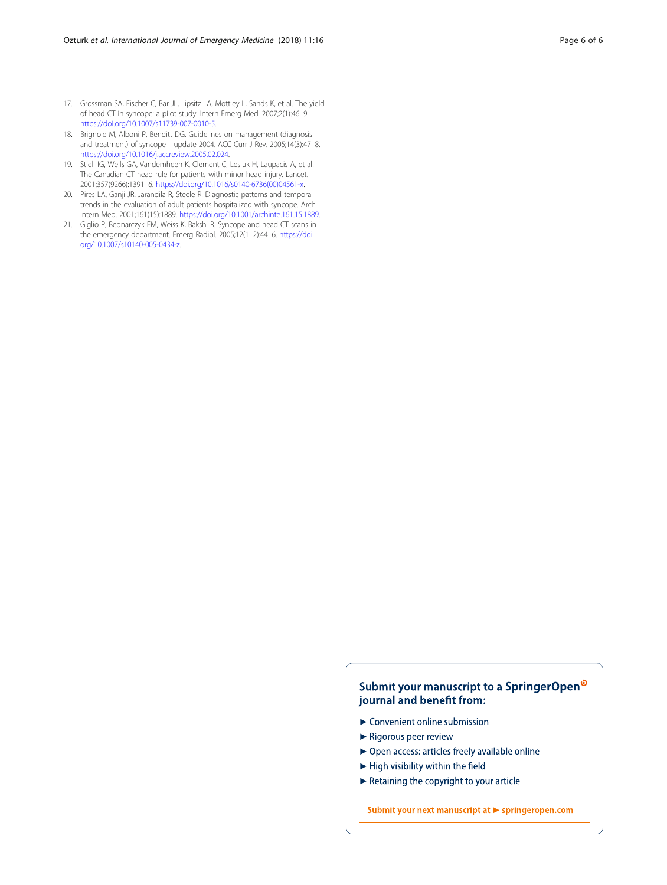17. Grossman SA, Fischer C, Bar JL, Lipsitz LA, Mottley L, Sands K, et al. The yield of head CT in syncope: a pilot study. Intern Emerg Med. 2007;2(1):46–9. https://doi.org/10.1007/s11739-007-0010-5.
18. Brignole M, Alboni P, Benditt DG. Guidelines on management (diagnosis and treatment) of syncope—update 2004. ACC Curr J Rev. 2005;14(3):47–8. https://doi.org/10.1016/j.accreview.2005.02.024.
19. Stiell IG, Wells GA, Vandemheen K, Clement C, Lesiuk H, Laupacis A, et al. The Canadian CT head rule for patients with minor head injury. Lancet. 2001;357(9266):1391–6. https://doi.org/10.1016/s0140-6736(00)04561-x.
20. Pires LA, Ganji JR, Jarandila R, Steele R. Diagnostic patterns and temporal trends in the evaluation of adult patients hospitalized with syncope. Arch Intern Med. 2001;161(15):1889. https://doi.org/10.1001/archinte.161.15.1889.
21. Giglio P, Bednarczyk EM, Weiss K, Bakshi R. Syncope and head CT scans in the emergency department. Emerg Radiol. 2005;12(1–2):44–6. https://doi.org/10.1007/s10140-005-0434-z.

**Submit your manuscript to a SpringerOpen journal and benefit from:**

- ► Convenient online submission
- ► Rigorous peer review
- ► Open access: articles freely available online
- ► High visibility within the field
- ► Retaining the copyright to your article

**Submit your next manuscript at ► springeropen.com**